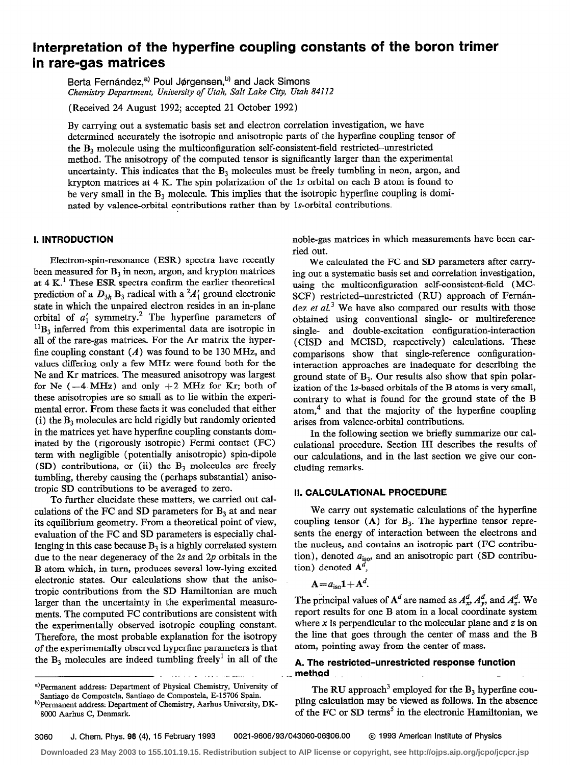# Interpretation of the hyperfine coupling constants of the boron trimer in rare-gas matrices

Berta Fernández,[a] Poul Jørgensen,[b] and Jack Simons
*Chemistry Department, University of Utah, Salt Lake City, Utah 84112*

(Received 24 August 1992; accepted 21 October 1992)

By carrying out a systematic basis set and electron correlation investigation, we have determined accurately the isotropic and anisotropic parts of the hyperfine coupling tensor of the $B_3$ molecule using the multiconfiguration self-consistent-field restricted–unrestricted method. The anisotropy of the computed tensor is significantly larger than the experimental uncertainty. This indicates that the $B_3$ molecules must be freely tumbling in neon, argon, and krypton matrices at 4 K. The spin polarization of the 1*s* orbital on each B atom is found to be very small in the $B_3$ molecule. This implies that the isotropic hyperfine coupling is dominated by valence-orbital contributions rather than by 1*s*-orbital contributions.

## I. INTRODUCTION

Electron-spin-resonance (ESR) spectra have recently been measured for $B_3$ in neon, argon, and krypton matrices at 4 K.[1] These ESR spectra confirm the earlier theoretical prediction of a $D_{3h}$ $B_3$ radical with a $^2A_1'$ ground electronic state in which the unpaired electron resides in an in-plane orbital of $a_1'$ symmetry.[2] The hyperfine parameters of $^{11}B_3$ inferred from this experimental data are isotropic in all of the rare-gas matrices. For the Ar matrix the hyperfine coupling constant ($A$) was found to be 130 MHz, and values differing only a few MHz were found both for the Ne and Kr matrices. The measured anisotropy was largest for Ne ($-4$ MHz) and only $+2$ MHz for Kr; both of these anisotropies are so small as to lie within the experimental error. From these facts it was concluded that either (i) the $B_3$ molecules are held rigidly but randomly oriented in the matrices yet have hyperfine coupling constants dominated by the (rigorously isotropic) Fermi contact (FC) term with negligible (potentially anisotropic) spin-dipole (SD) contributions, or (ii) the $B_3$ molecules are freely tumbling, thereby causing the (perhaps substantial) anisotropic SD contributions to be averaged to zero.

To further elucidate these matters, we carried out calculations of the FC and SD parameters for $B_3$ at and near its equilibrium geometry. From a theoretical point of view, evaluation of the FC and SD parameters is especially challenging in this case because $B_3$ is a highly correlated system due to the near degeneracy of the 2*s* and 2*p* orbitals in the B atom which, in turn, produces several low-lying excited electronic states. Our calculations show that the anisotropic contributions from the SD Hamiltonian are much larger than the uncertainty in the experimental measurements. The computed FC contributions are consistent with the experimentally observed isotropic coupling constant. Therefore, the most probable explanation for the isotropy of the experimentally observed hyperfine parameters is that the $B_3$ molecules are indeed tumbling freely[1] in all of the noble-gas matrices in which measurements have been carried out.

We calculated the FC and SD parameters after carrying out a systematic basis set and correlation investigation, using the multiconfiguration self-consistent-field (MCSCF) restricted–unrestricted (RU) approach of Fernández *et al.*[3] We have also compared our results with those obtained using conventional single- or multireference single- and double-excitation configuration-interaction (CISD and MCISD, respectively) calculations. These comparisons show that single-reference configuration-interaction approaches are inadequate for describing the ground state of $B_3$. Our results also show that spin polarization of the 1*s*-based orbitals of the B atoms is very small, contrary to what is found for the ground state of the B atom,[4] and that the majority of the hyperfine coupling arises from valence-orbital contributions.

In the following section we briefly summarize our calculational procedure. Section III describes the results of our calculations, and in the last section we give our concluding remarks.

## II. CALCULATIONAL PROCEDURE

We carry out systematic calculations of the hyperfine coupling tensor ($\mathbf{A}$) for $B_3$. The hyperfine tensor represents the energy of interaction between the electrons and the nucleus, and contains an isotropic part (FC contribution), denoted $a_{\text{iso}}$, and an anisotropic part (SD contribution) denoted $\mathbf{A}^d$,

$$\mathbf{A} = a_{\text{iso}}\mathbf{1} + \mathbf{A}^d.$$

The principal values of $\mathbf{A}^d$ are named as $A_x^d$, $A_y^d$, and $A_z^d$. We report results for one B atom in a local coordinate system where $x$ is perpendicular to the molecular plane and $z$ is on the line that goes through the center of mass and the B atom, pointing away from the center of mass.

### A. The restricted–unrestricted response function method

The RU approach[3] employed for the $B_3$ hyperfine coupling calculation may be viewed as follows. In the absence of the FC or SD terms[5] in the electronic Hamiltonian, we

---

[a] Permanent address: Department of Physical Chemistry, University of Santiago de Compostela, Santiago de Compostela, E-15706 Spain.

[b] Permanent address: Department of Chemistry, Aarhus University, DK-8000 Aarhus C, Denmark.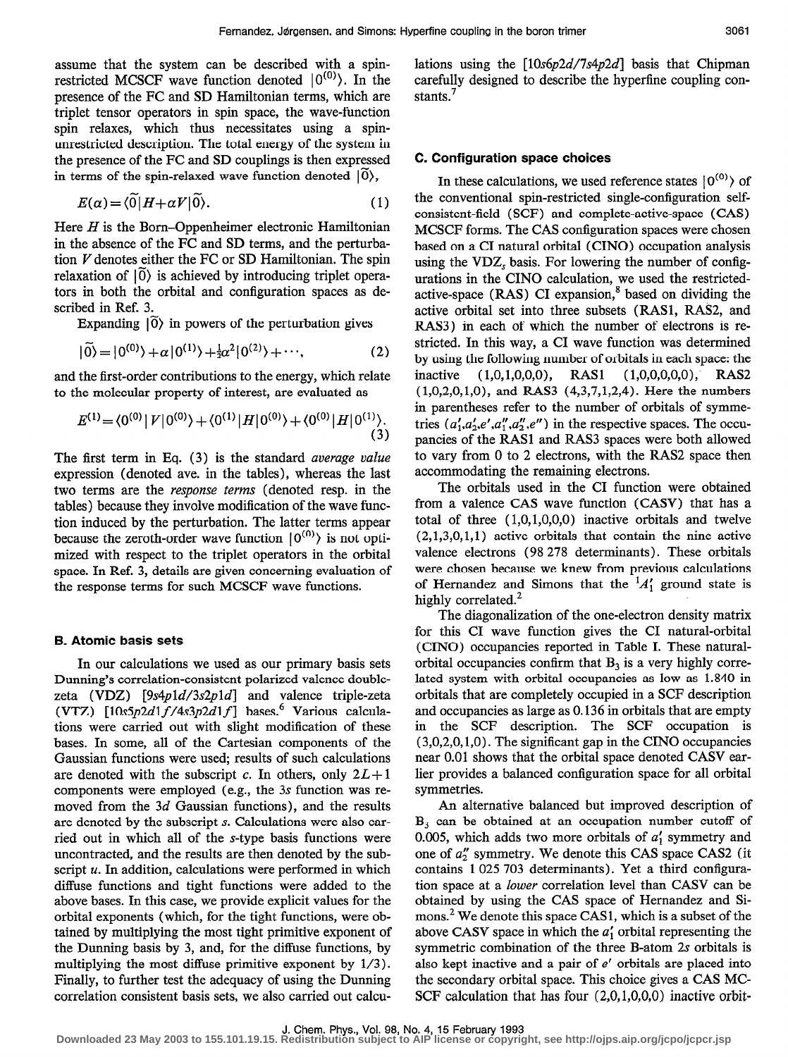assume that the system can be described with a spin-restricted MCSCF wave function denoted $|0^{(0)}\rangle$. In the presence of the FC and SD Hamiltonian terms, which are triplet tensor operators in spin space, the wave-function spin relaxes, which thus necessitates using a spin-unrestricted description. The total energy of the system in the presence of the FC and SD couplings is then expressed in terms of the spin-relaxed wave function denoted $|\tilde{0}\rangle$,

$$E(\alpha)=\langle\tilde{0}|H+\alpha V|\tilde{0}\rangle. \tag{1}$$

Here $H$ is the Born–Oppenheimer electronic Hamiltonian in the absence of the FC and SD terms, and the perturbation $V$ denotes either the FC or SD Hamiltonian. The spin relaxation of $|\tilde{0}\rangle$ is achieved by introducing triplet operators in both the orbital and configuration spaces as described in Ref. 3.

Expanding $|\tilde{0}\rangle$ in powers of the perturbation gives

$$|\tilde{0}\rangle=|0^{(0)}\rangle+\alpha|0^{(1)}\rangle+\tfrac{1}{2}\alpha^2|0^{(2)}\rangle+\cdots, \tag{2}$$

and the first-order contributions to the energy, which relate to the molecular property of interest, are evaluated as

$$E^{(1)}=\langle 0^{(0)}|V|0^{(0)}\rangle+\langle 0^{(1)}|H|0^{(0)}\rangle+\langle 0^{(0)}|H|0^{(1)}\rangle. \tag{3}$$

The first term in Eq. (3) is the standard *average value* expression (denoted ave. in the tables), whereas the last two terms are the *response terms* (denoted resp. in the tables) because they involve modification of the wave function induced by the perturbation. The latter terms appear because the zeroth-order wave function $|0^{(0)}\rangle$ is not optimized with respect to the triplet operators in the orbital space. In Ref. 3, details are given concerning evaluation of the response terms for such MCSCF wave functions.

### B. Atomic basis sets

In our calculations we used as our primary basis sets Dunning's correlation-consistent polarized valence double-zeta (VDZ) [9s4p1d/3s2p1d] and valence triple-zeta (VTZ) [10s5p2d1f/4s3p2d1f] bases.[6] Various calculations were carried out with slight modification of these bases. In some, all of the Cartesian components of the Gaussian functions were used; results of such calculations are denoted with the subscript $c$. In others, only $2L+1$ components were employed (e.g., the 3s function was removed from the 3d Gaussian functions), and the results are denoted by the subscript $s$. Calculations were also carried out in which all of the s-type basis functions were uncontracted, and the results are then denoted by the subscript $u$. In addition, calculations were performed in which diffuse functions and tight functions were added to the above bases. In this case, we provide explicit values for the orbital exponents (which, for the tight functions, were obtained by multiplying the most tight primitive exponent of the Dunning basis by 3, and, for the diffuse functions, by multiplying the most diffuse primitive exponent by 1/3). Finally, to further test the adequacy of using the Dunning correlation consistent basis sets, we also carried out calculations using the [10s6p2d/7s4p2d] basis that Chipman carefully designed to describe the hyperfine coupling constants.[7]

### C. Configuration space choices

In these calculations, we used reference states $|0^{(0)}\rangle$ of the conventional spin-restricted single-configuration self-consistent-field (SCF) and complete-active-space (CAS) MCSCF forms. The CAS configuration spaces were chosen based on a CI natural orbital (CINO) occupation analysis using the VDZ$_s$ basis. For lowering the number of configurations in the CINO calculation, we used the restricted-active-space (RAS) CI expansion,[8] based on dividing the active orbital set into three subsets (RAS1, RAS2, and RAS3) in each of which the number of electrons is restricted. In this way, a CI wave function was determined by using the following number of orbitals in each space: the inactive (1,0,1,0,0,0), RAS1 (1,0,0,0,0,0), RAS2 (1,0,2,0,1,0), and RAS3 (4,3,7,1,2,4). Here the numbers in parentheses refer to the number of orbitals of symmetries $(a_1', a_2', e', a_1'', a_2'', e'')$ in the respective spaces. The occupancies of the RAS1 and RAS3 spaces were both allowed to vary from 0 to 2 electrons, with the RAS2 space then accommodating the remaining electrons.

The orbitals used in the CI function were obtained from a valence CAS wave function (CASV) that has a total of three (1,0,1,0,0,0) inactive orbitals and twelve (2,1,3,0,1,1) active orbitals that contain the nine active valence electrons (98 278 determinants). These orbitals were chosen because we knew from previous calculations of Hernandez and Simons that the ${}^1A_1'$ ground state is highly correlated.[2]

The diagonalization of the one-electron density matrix for this CI wave function gives the CI natural-orbital (CINO) occupancies reported in Table I. These natural-orbital occupancies confirm that $B_3$ is a very highly correlated system with orbital occupancies as low as 1.840 in orbitals that are completely occupied in a SCF description and occupancies as large as 0.136 in orbitals that are empty in the SCF description. The SCF occupation is (3,0,2,0,1,0). The significant gap in the CINO occupancies near 0.01 shows that the orbital space denoted CASV earlier provides a balanced configuration space for all orbital symmetries.

An alternative balanced but improved description of $B_3$ can be obtained at an occupation number cutoff of 0.005, which adds two more orbitals of $a_1'$ symmetry and one of $a_2''$ symmetry. We denote this CAS space CAS2 (it contains 1 025 703 determinants). Yet a third configuration space at a *lower* correlation level than CASV can be obtained by using the CAS space of Hernandez and Simons.[2] We denote this space CAS1, which is a subset of the above CASV space in which the $a_1'$ orbital representing the symmetric combination of the three B-atom 2s orbitals is also kept inactive and a pair of $e'$ orbitals are placed into the secondary orbital space. This choice gives a CAS MCSCF calculation that has four (2,0,1,0,0,0) inactive orbit-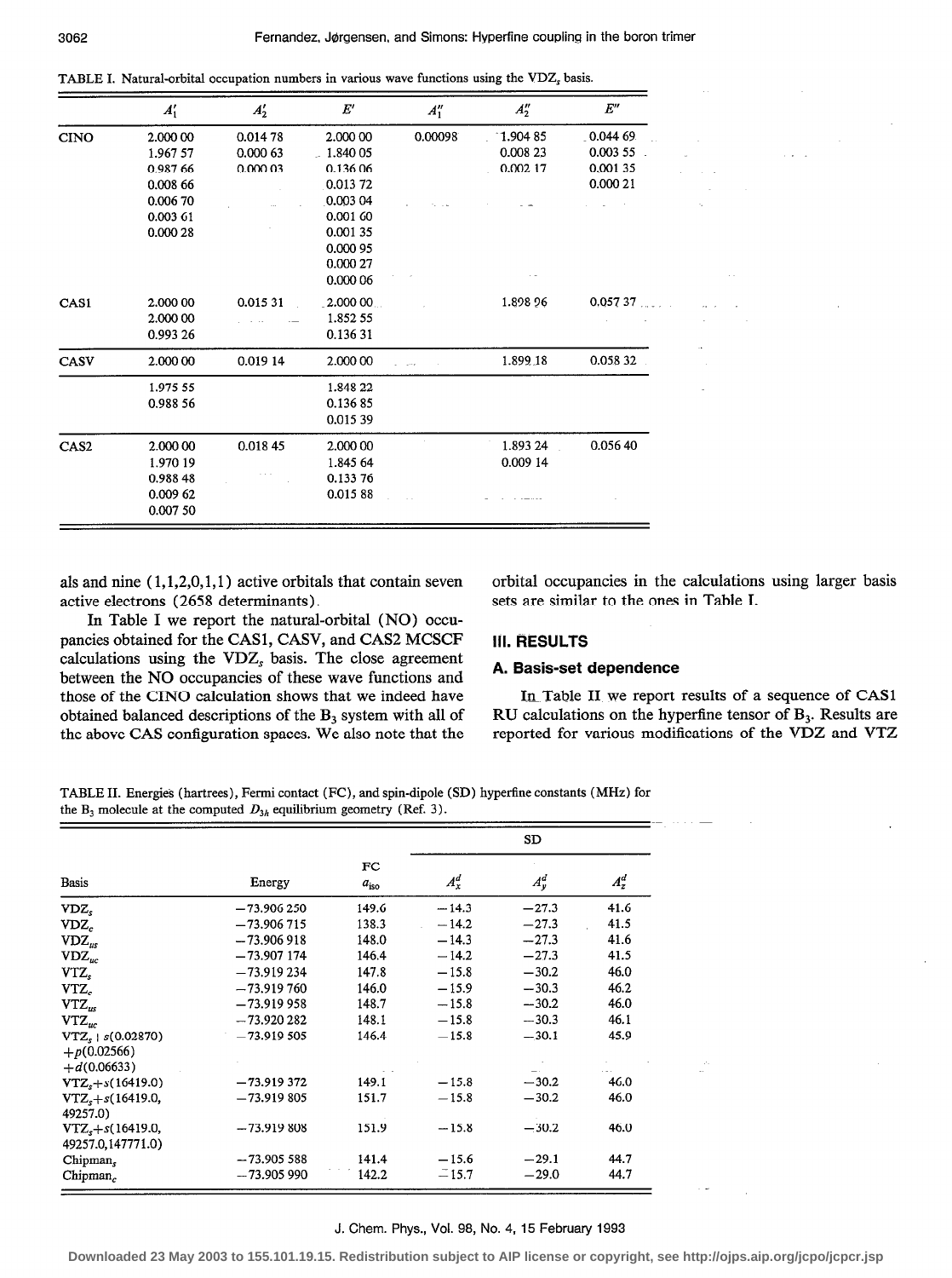TABLE I. Natural-orbital occupation numbers in various wave functions using the $VDZ_s$ basis.

| | $A_1'$ | $A_2'$ | $E'$ | $A_1''$ | $A_2''$ | $E''$ |
|---|---|---|---|---|---|---|
| CINO | 2.000 00 | 0.014 78 | 2.000 00 | 0.00098 | 1.904 85 | 0.044 69 |
| | 1.967 57 | 0.000 63 | 1.840 05 | | 0.008 23 | 0.003 55 |
| | 0.987 66 | 0.000 03 | 0.136 06 | | 0.002 17 | 0.001 35 |
| | 0.008 66 | | 0.013 72 | | | 0.000 21 |
| | 0.006 70 | | 0.003 04 | | | |
| | 0.003 61 | | 0.001 60 | | | |
| | 0.000 28 | | 0.001 35 | | | |
| | | | 0.000 95 | | | |
| | | | 0.000 27 | | | |
| | | | 0.000 06 | | | |
| CAS1 | 2.000 00 | 0.015 31 | 2.000 00 | | 1.898 96 | 0.057 37 |
| | 2.000 00 | | 1.852 55 | | | |
| | 0.993 26 | | 0.136 31 | | | |
| CASV | 2.000 00 | 0.019 14 | 2.000 00 | | 1.899 18 | 0.058 32 |
| | 1.975 55 | | 1.848 22 | | | |
| | 0.988 56 | | 0.136 85 | | | |
| | | | 0.015 39 | | | |
| CAS2 | 2.000 00 | 0.018 45 | 2.000 00 | | 1.893 24 | 0.056 40 |
| | 1.970 19 | | 1.845 64 | | 0.009 14 | |
| | 0.988 48 | | 0.133 76 | | | |
| | 0.009 62 | | 0.015 88 | | | |
| | 0.007 50 | | | | | |

als and nine (1,1,2,0,1,1) active orbitals that contain seven active electrons (2658 determinants).

In Table I we report the natural-orbital (NO) occupancies obtained for the CAS1, CASV, and CAS2 MCSCF calculations using the $VDZ_s$ basis. The close agreement between the NO occupancies of these wave functions and those of the CINO calculation shows that we indeed have obtained balanced descriptions of the $B_3$ system with all of the above CAS configuration spaces. We also note that the orbital occupancies in the calculations using larger basis sets are similar to the ones in Table I.

## III. RESULTS

### A. Basis-set dependence

In Table II we report results of a sequence of CAS1 RU calculations on the hyperfine tensor of $B_3$. Results are reported for various modifications of the VDZ and VTZ

TABLE II. Energies (hartrees), Fermi contact (FC), and spin-dipole (SD) hyperfine constants (MHz) for the $B_3$ molecule at the computed $D_{3h}$ equilibrium geometry (Ref. 3).

| | | FC | SD | | |
|---|---|---|---|---|---|
| Basis | Energy | $a_{iso}$ | $A_x^d$ | $A_y^d$ | $A_z^d$ |
| $VDZ_s$ | −73.906 250 | 149.6 | −14.3 | −27.3 | 41.6 |
| $VDZ_c$ | −73.906 715 | 138.3 | −14.2 | −27.3 | 41.5 |
| $VDZ_{us}$ | −73.906 918 | 148.0 | −14.3 | −27.3 | 41.6 |
| $VDZ_{uc}$ | −73.907 174 | 146.4 | −14.2 | −27.3 | 41.5 |
| $VTZ_s$ | −73.919 234 | 147.8 | −15.8 | −30.2 | 46.0 |
| $VTZ_c$ | −73.919 760 | 146.0 | −15.9 | −30.3 | 46.2 |
| $VTZ_{us}$ | −73.919 958 | 148.7 | −15.8 | −30.2 | 46.0 |
| $VTZ_{uc}$ | −73.920 282 | 148.1 | −15.8 | −30.3 | 46.1 |
| $VTZ_s+s(0.02870)$ $+p(0.02566)$ $+d(0.06633)$ | −73.919 505 | 146.4 | −15.8 | −30.1 | 45.9 |
| $VTZ_s+s(16419.0)$ | −73.919 372 | 149.1 | −15.8 | −30.2 | 46.0 |
| $VTZ_s+s(16419.0,$ $49257.0)$ | −73.919 805 | 151.7 | −15.8 | −30.2 | 46.0 |
| $VTZ_s+s(16419.0,$ $49257.0,147771.0)$ | −73.919 808 | 151.9 | −15.8 | −30.2 | 46.0 |
| $Chipman_s$ | −73.905 588 | 141.4 | −15.6 | −29.1 | 44.7 |
| $Chipman_c$ | −73.905 990 | 142.2 | −15.7 | −29.0 | 44.7 |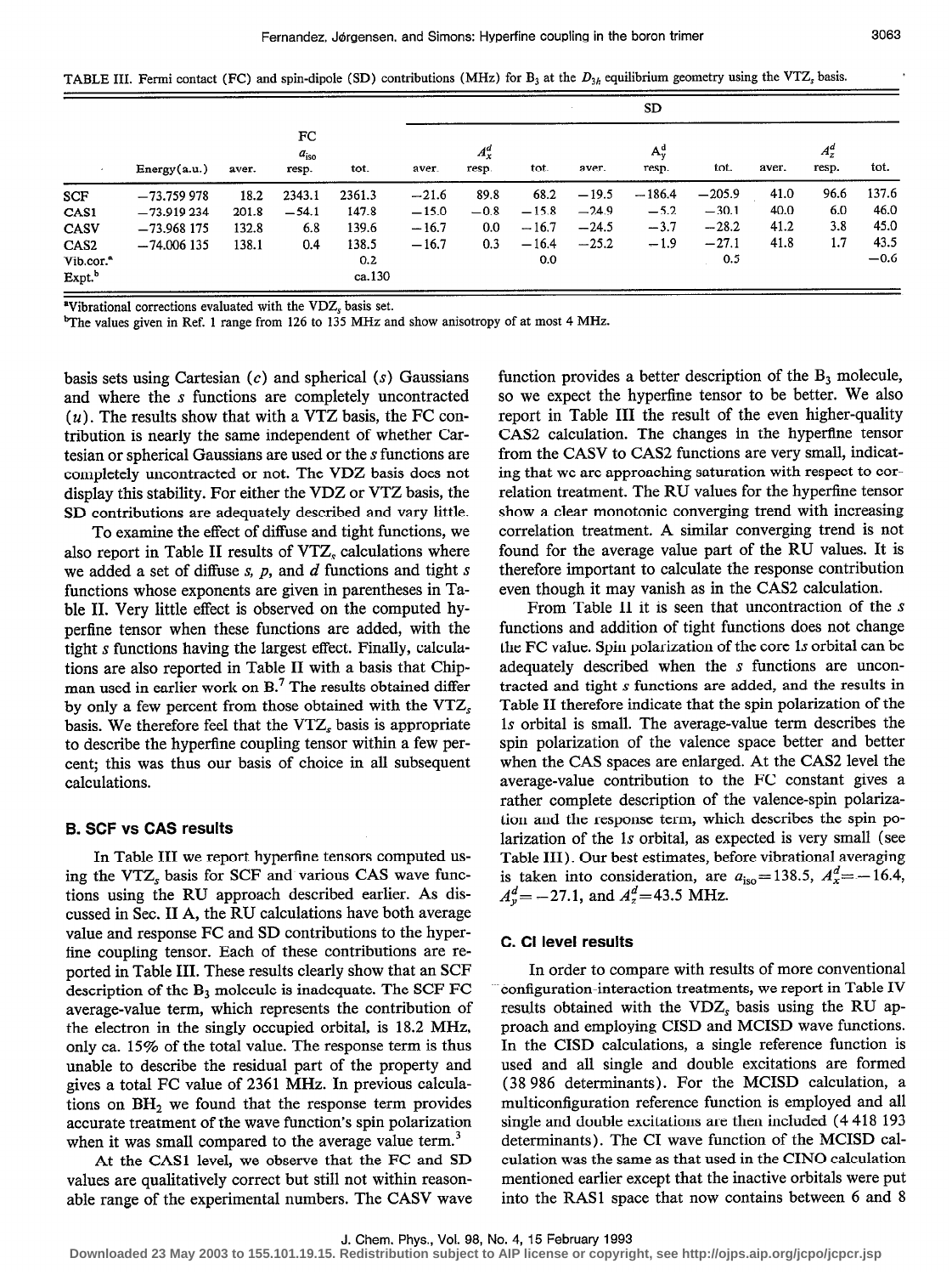TABLE III. Fermi contact (FC) and spin-dipole (SD) contributions (MHz) for $B_3$ at the $D_{3h}$ equilibrium geometry using the VTZ$_s$ basis.

| | | FC | | | SD | | | | | | | | |
|---|---|---|---|---|---|---|---|---|---|---|---|---|---|
| | | | $a_{iso}$ | | | $A_x^d$ | | | $A_y^d$ | | | $A_z^d$ | |
| | Energy(a.u.) | aver. | resp. | tot. | aver. | resp. | tot. | aver. | resp. | tot. | aver. | resp. | tot. |
| SCF | −73.759 978 | 18.2 | 2343.1 | 2361.3 | −21.6 | 89.8 | 68.2 | −19.5 | −186.4 | −205.9 | 41.0 | 96.6 | 137.6 |
| CAS1 | −73.919 234 | 201.8 | −54.1 | 147.8 | −15.0 | −0.8 | −15.8 | −24.9 | −5.2 | −30.1 | 40.0 | 6.0 | 46.0 |
| CASV | −73.968 175 | 132.8 | 6.8 | 139.6 | −16.7 | 0.0 | −16.7 | −24.5 | −3.7 | −28.2 | 41.2 | 3.8 | 45.0 |
| CAS2 | −74.006 135 | 138.1 | 0.4 | 138.5 | −16.7 | 0.3 | −16.4 | −25.2 | −1.9 | −27.1 | 41.8 | 1.7 | 43.5 |
| Vib.cor.[a] | | | | 0.2 | | | 0.0 | | | 0.5 | | | −0.6 |
| Expt.[b] | | | | ca.130 | | | | | | | | | |

[a]Vibrational corrections evaluated with the VDZ$_s$ basis set.

[b]The values given in Ref. 1 range from 126 to 135 MHz and show anisotropy of at most 4 MHz.

basis sets using Cartesian ($c$) and spherical ($s$) Gaussians and where the $s$ functions are completely uncontracted ($u$). The results show that with a VTZ basis, the FC contribution is nearly the same independent of whether Cartesian or spherical Gaussians are used or the $s$ functions are completely uncontracted or not. The VDZ basis does not display this stability. For either the VDZ or VTZ basis, the SD contributions are adequately described and vary little.

To examine the effect of diffuse and tight functions, we also report in Table II results of VTZ$_s$ calculations where we added a set of diffuse $s$, $p$, and $d$ functions and tight $s$ functions whose exponents are given in parentheses in Table II. Very little effect is observed on the computed hyperfine tensor when these functions are added, with the tight $s$ functions having the largest effect. Finally, calculations are also reported in Table II with a basis that Chipman used in earlier work on B.[7] The results obtained differ by only a few percent from those obtained with the VTZ$_s$ basis. We therefore feel that the VTZ$_s$ basis is appropriate to describe the hyperfine coupling tensor within a few percent; this was thus our basis of choice in all subsequent calculations.

### B. SCF vs CAS results

In Table III we report hyperfine tensors computed using the VTZ$_s$ basis for SCF and various CAS wave functions using the RU approach described earlier. As discussed in Sec. II A, the RU calculations have both average value and response FC and SD contributions to the hyperfine coupling tensor. Each of these contributions are reported in Table III. These results clearly show that an SCF description of the $B_3$ molecule is inadequate. The SCF FC average-value term, which represents the contribution of the electron in the singly occupied orbital, is 18.2 MHz, only ca. 15% of the total value. The response term is thus unable to describe the residual part of the property and gives a total FC value of 2361 MHz. In previous calculations on $BH_2$ we found that the response term provides accurate treatment of the wave function's spin polarization when it was small compared to the average value term.[3]

At the CAS1 level, we observe that the FC and SD values are qualitatively correct but still not within reasonable range of the experimental numbers. The CASV wave function provides a better description of the $B_3$ molecule, so we expect the hyperfine tensor to be better. We also report in Table III the result of the even higher-quality CAS2 calculation. The changes in the hyperfine tensor from the CASV to CAS2 functions are very small, indicating that we are approaching saturation with respect to correlation treatment. The RU values for the hyperfine tensor show a clear monotonic converging trend with increasing correlation treatment. A similar converging trend is not found for the average value part of the RU values. It is therefore important to calculate the response contribution even though it may vanish as in the CAS2 calculation.

From Table II it is seen that uncontraction of the $s$ functions and addition of tight functions does not change the FC value. Spin polarization of the core 1$s$ orbital can be adequately described when the $s$ functions are uncontracted and tight $s$ functions are added, and the results in Table II therefore indicate that the spin polarization of the 1$s$ orbital is small. The average-value term describes the spin polarization of the valence space better and better when the CAS spaces are enlarged. At the CAS2 level the average-value contribution to the FC constant gives a rather complete description of the valence-spin polarization and the response term, which describes the spin polarization of the 1$s$ orbital, as expected is very small (see Table III). Our best estimates, before vibrational averaging is taken into consideration, are $a_{iso}=138.5$, $A_x^d=-16.4$, $A_y^d=-27.1$, and $A_z^d=43.5$ MHz.

### C. CI level results

In order to compare with results of more conventional configuration-interaction treatments, we report in Table IV results obtained with the VDZ$_s$ basis using the RU approach and employing CISD and MCISD wave functions. In the CISD calculations, a single reference function is used and all single and double excitations are formed (38 986 determinants). For the MCISD calculation, a multiconfiguration reference function is employed and all single and double excitations are then included (4 418 193 determinants). The CI wave function of the MCISD calculation was the same as that used in the CINO calculation mentioned earlier except that the inactive orbitals were put into the RAS1 space that now contains between 6 and 8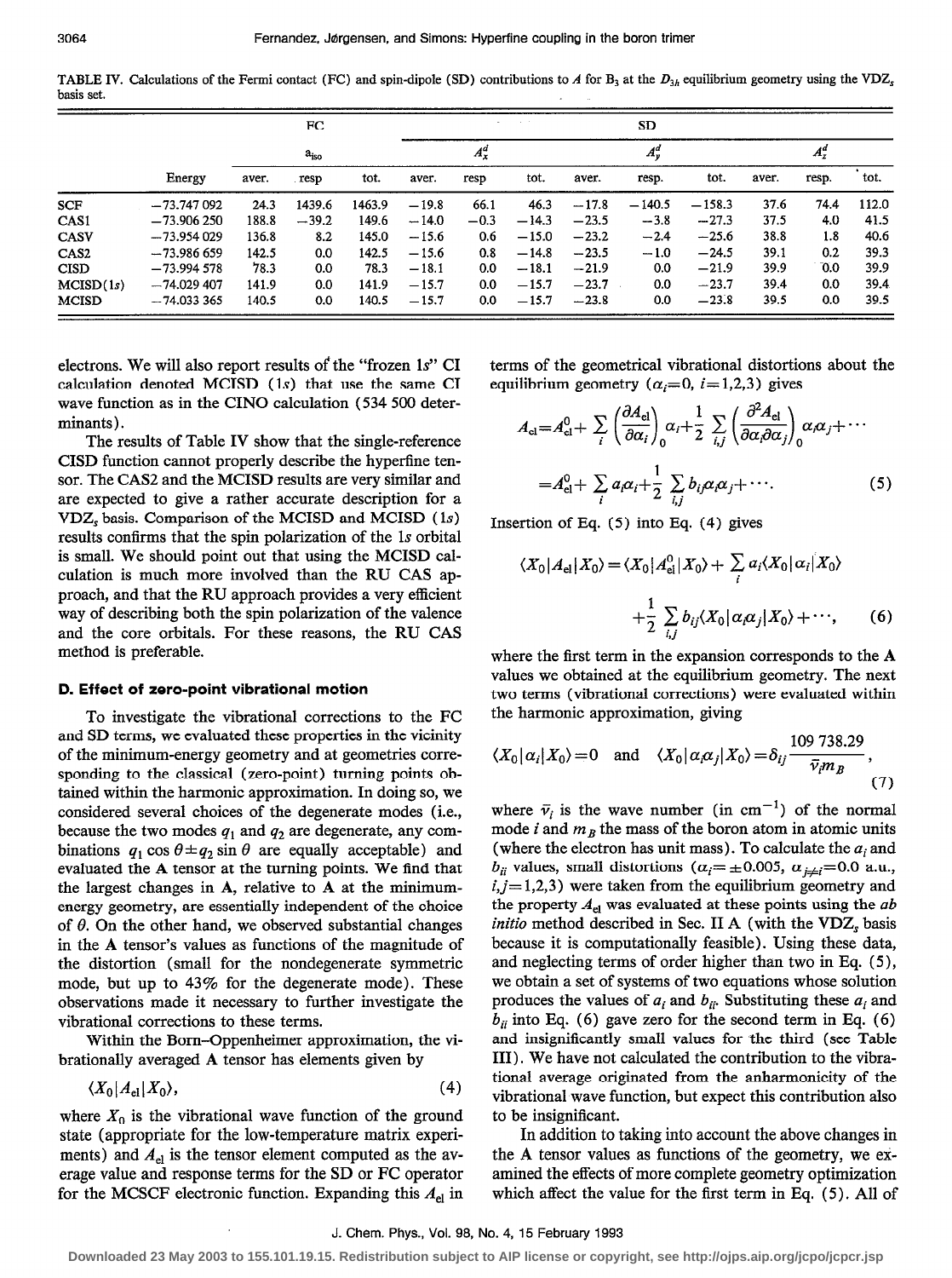TABLE IV. Calculations of the Fermi contact (FC) and spin-dipole (SD) contributions to $A$ for $B_3$ at the $D_{3h}$ equilibrium geometry using the $VDZ_s$ basis set.

| | | FC | | | SD | | | | | | | | |
|---|---|---|---|---|---|---|---|---|---|---|---|---|---|
| | | $a_{iso}$ | | | $A_x^d$ | | | $A_y^d$ | | | $A_z^d$ | | |
| | Energy | aver. | resp | tot. | aver. | resp | tot. | aver. | resp. | tot. | aver. | resp. | tot. |
| SCF | −73.747 092 | 24.3 | 1439.6 | 1463.9 | −19.8 | 66.1 | 46.3 | −17.8 | −140.5 | −158.3 | 37.6 | 74.4 | 112.0 |
| CAS1 | −73.906 250 | 188.8 | −39.2 | 149.6 | −14.0 | −0.3 | −14.3 | −23.5 | −3.8 | −27.3 | 37.5 | 4.0 | 41.5 |
| CASV | −73.954 029 | 136.8 | 8.2 | 145.0 | −15.6 | 0.6 | −15.0 | −23.2 | −2.4 | −25.6 | 38.8 | 1.8 | 40.6 |
| CAS2 | −73.986 659 | 142.5 | 0.0 | 142.5 | −15.6 | 0.8 | −14.8 | −23.5 | −1.0 | −24.5 | 39.1 | 0.2 | 39.3 |
| CISD | −73.994 578 | 78.3 | 0.0 | 78.3 | −18.1 | 0.0 | −18.1 | −21.9 | 0.0 | −21.9 | 39.9 | 0.0 | 39.9 |
| MCISD(1s) | −74.029 407 | 141.9 | 0.0 | 141.9 | −15.7 | 0.0 | −15.7 | −23.7 | 0.0 | −23.7 | 39.4 | 0.0 | 39.4 |
| MCISD | −74.033 365 | 140.5 | 0.0 | 140.5 | −15.7 | 0.0 | −15.7 | −23.8 | 0.0 | −23.8 | 39.5 | 0.0 | 39.5 |

electrons. We will also report results of the "frozen 1s" CI calculation denoted MCISD (1s) that use the same CI wave function as in the CINO calculation (534 500 determinants).

The results of Table IV show that the single-reference CISD function cannot properly describe the hyperfine tensor. The CAS2 and the MCISD results are very similar and are expected to give a rather accurate description for a $VDZ_s$ basis. Comparison of the MCISD and MCISD (1s) results confirms that the spin polarization of the 1s orbital is small. We should point out that using the MCISD calculation is much more involved than the RU CAS approach, and that the RU approach provides a very efficient way of describing both the spin polarization of the valence and the core orbitals. For these reasons, the RU CAS method is preferable.

### D. Effect of zero-point vibrational motion

To investigate the vibrational corrections to the FC and SD terms, we evaluated these properties in the vicinity of the minimum-energy geometry and at geometries corresponding to the classical (zero-point) turning points obtained within the harmonic approximation. In doing so, we considered several choices of the degenerate modes (i.e., because the two modes $q_1$ and $q_2$ are degenerate, any combinations $q_1 \cos\theta \pm q_2 \sin\theta$ are equally acceptable) and evaluated the **A** tensor at the turning points. We find that the largest changes in **A**, relative to **A** at the minimum-energy geometry, are essentially independent of the choice of $\theta$. On the other hand, we observed substantial changes in the **A** tensor's values as functions of the magnitude of the distortion (small for the nondegenerate symmetric mode, but up to 43% for the degenerate mode). These observations made it necessary to further investigate the vibrational corrections to these terms.

Within the Born–Oppenheimer approximation, the vibrationally averaged **A** tensor has elements given by

$$\langle X_0 | A_{el} | X_0 \rangle, \tag{4}$$

where $X_0$ is the vibrational wave function of the ground state (appropriate for the low-temperature matrix experiments) and $A_{el}$ is the tensor element computed as the average value and response terms for the SD or FC operator for the MCSCF electronic function. Expanding this $A_{el}$ in terms of the geometrical vibrational distortions about the equilibrium geometry ($\alpha_i = 0$, $i = 1,2,3$) gives

$$\begin{aligned} A_{el} &= A_{el}^0 + \sum_i \left(\frac{\partial A_{el}}{\partial \alpha_i}\right)_0 \alpha_i + \frac{1}{2}\sum_{i,j}\left(\frac{\partial^2 A_{el}}{\partial \alpha_i \partial \alpha_j}\right)_0 \alpha_i \alpha_j + \cdots \\ &= A_{el}^0 + \sum_i a_i \alpha_i + \frac{1}{2}\sum_{i,j} b_{ij}\alpha_i\alpha_j + \cdots. \end{aligned} \tag{5}$$

Insertion of Eq. (5) into Eq. (4) gives

$$\langle X_0 | A_{el} | X_0 \rangle = \langle X_0 | A_{el}^0 | X_0 \rangle + \sum_i a_i \langle X_0 | \alpha_i | X_0 \rangle + \frac{1}{2}\sum_{i,j} b_{ij} \langle X_0 | \alpha_i \alpha_j | X_0 \rangle + \cdots, \tag{6}$$

where the first term in the expansion corresponds to the **A** values we obtained at the equilibrium geometry. The next two terms (vibrational corrections) were evaluated within the harmonic approximation, giving

$$\langle X_0 | \alpha_i | X_0 \rangle = 0 \quad \text{and} \quad \langle X_0 | \alpha_i \alpha_j | X_0 \rangle = \delta_{ij}\frac{109\,738.29}{\bar{\nu}_i m_B}, \tag{7}$$

where $\bar{\nu}_i$ is the wave number (in $cm^{-1}$) of the normal mode $i$ and $m_B$ the mass of the boron atom in atomic units (where the electron has unit mass). To calculate the $a_i$ and $b_{ii}$ values, small distortions ($\alpha_i = \pm 0.005$, $\alpha_{j \neq i} = 0.0$ a.u., $i,j = 1,2,3$) were taken from the equilibrium geometry and the property $A_{el}$ was evaluated at these points using the *ab initio* method described in Sec. II A (with the $VDZ_s$ basis because it is computationally feasible). Using these data, and neglecting terms of order higher than two in Eq. (5), we obtain a set of systems of two equations whose solution produces the values of $a_i$ and $b_{ii}$. Substituting these $a_i$ and $b_{ii}$ into Eq. (6) gave zero for the second term in Eq. (6) and insignificantly small values for the third (see Table III). We have not calculated the contribution to the vibrational average originated from the anharmonicity of the vibrational wave function, but expect this contribution also to be insignificant.

In addition to taking into account the above changes in the **A** tensor values as functions of the geometry, we examined the effects of more complete geometry optimization which affect the value for the first term in Eq. (5). All of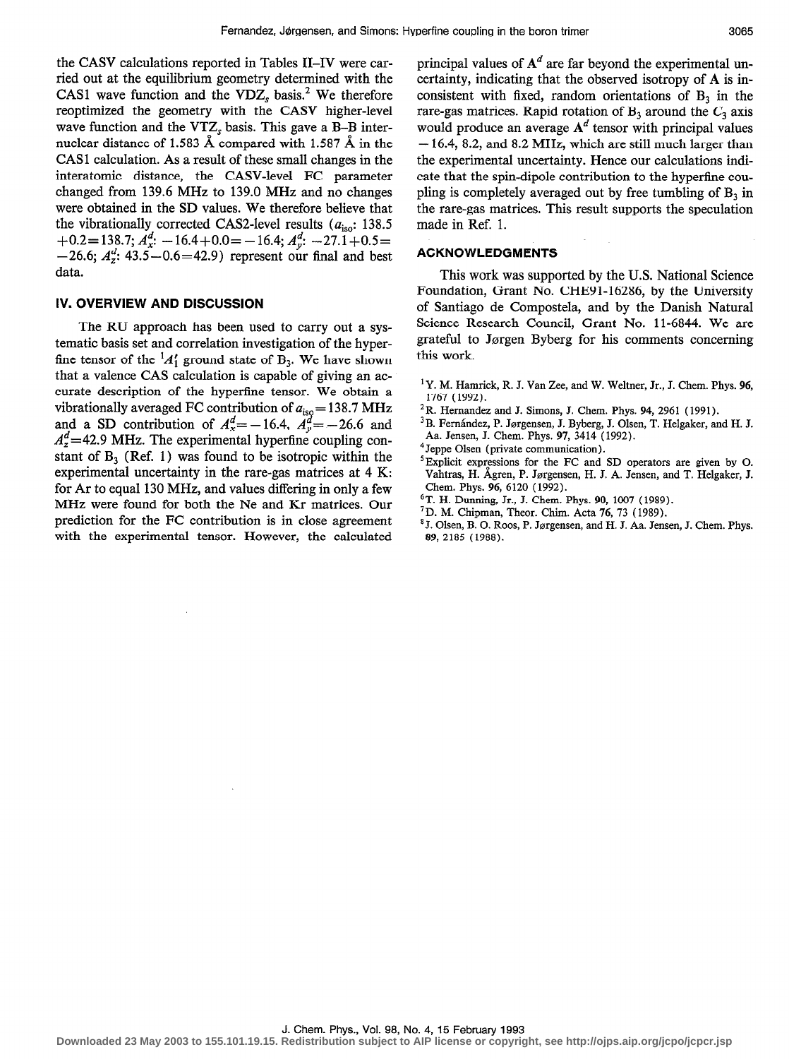the CASV calculations reported in Tables II–IV were carried out at the equilibrium geometry determined with the CAS1 wave function and the $VDZ_s$ basis.[2] We therefore reoptimized the geometry with the CASV higher-level wave function and the $VTZ_s$ basis. This gave a B–B internuclear distance of 1.583 Å compared with 1.587 Å in the CAS1 calculation. As a result of these small changes in the interatomic distance, the CASV-level FC parameter changed from 139.6 MHz to 139.0 MHz and no changes were obtained in the SD values. We therefore believe that the vibrationally corrected CAS2-level results ($a_{\rm iso}$: 138.5 +0.2=138.7; $A_x^d$: −16.4+0.0=−16.4; $A_y^d$: −27.1+0.5= −26.6; $A_z^d$: 43.5−0.6=42.9) represent our final and best data.

## IV. OVERVIEW AND DISCUSSION

The RU approach has been used to carry out a systematic basis set and correlation investigation of the hyperfine tensor of the ${}^1A_1'$ ground state of $B_3$. We have shown that a valence CAS calculation is capable of giving an accurate description of the hyperfine tensor. We obtain a vibrationally averaged FC contribution of $a_{\rm iso}=138.7$ MHz and a SD contribution of $A_x^d=-16.4$, $A_y^d=-26.6$ and $A_z^d=42.9$ MHz. The experimental hyperfine coupling constant of $B_3$ (Ref. 1) was found to be isotropic within the experimental uncertainty in the rare-gas matrices at 4 K: for Ar to equal 130 MHz, and values differing in only a few MHz were found for both the Ne and Kr matrices. Our prediction for the FC contribution is in close agreement with the experimental tensor. However, the calculated principal values of $\mathbf{A}^d$ are far beyond the experimental uncertainty, indicating that the observed isotropy of **A** is inconsistent with fixed, random orientations of $B_3$ in the rare-gas matrices. Rapid rotation of $B_3$ around the $C_3$ axis would produce an average $\mathbf{A}^d$ tensor with principal values −16.4, 8.2, and 8.2 MHz, which are still much larger than the experimental uncertainty. Hence our calculations indicate that the spin-dipole contribution to the hyperfine coupling is completely averaged out by free tumbling of $B_3$ in the rare-gas matrices. This result supports the speculation made in Ref. 1.

## ACKNOWLEDGMENTS

This work was supported by the U.S. National Science Foundation, Grant No. CHE91-16286, by the University of Santiago de Compostela, and by the Danish Natural Science Research Council, Grant No. 11-6844. We are grateful to Jørgen Byberg for his comments concerning this work.

[1] Y. M. Hamrick, R. J. Van Zee, and W. Weltner, Jr., J. Chem. Phys. **96**, 1767 (1992).

[2] R. Hernandez and J. Simons, J. Chem. Phys. **94**, 2961 (1991).

[3] B. Fernández, P. Jørgensen, J. Byberg, J. Olsen, T. Helgaker, and H. J. Aa. Jensen, J. Chem. Phys. **97**, 3414 (1992).

[4] Jeppe Olsen (private communication).

[5] Explicit expressions for the FC and SD operators are given by O. Vahtras, H. Ågren, P. Jørgensen, H. J. A. Jensen, and T. Helgaker, J. Chem. Phys. **96**, 6120 (1992).

[6] T. H. Dunning, Jr., J. Chem. Phys. **90**, 1007 (1989).

[7] D. M. Chipman, Theor. Chim. Acta **76**, 73 (1989).

[8] J. Olsen, B. O. Roos, P. Jørgensen, and H. J. Aa. Jensen, J. Chem. Phys. **89**, 2185 (1988).